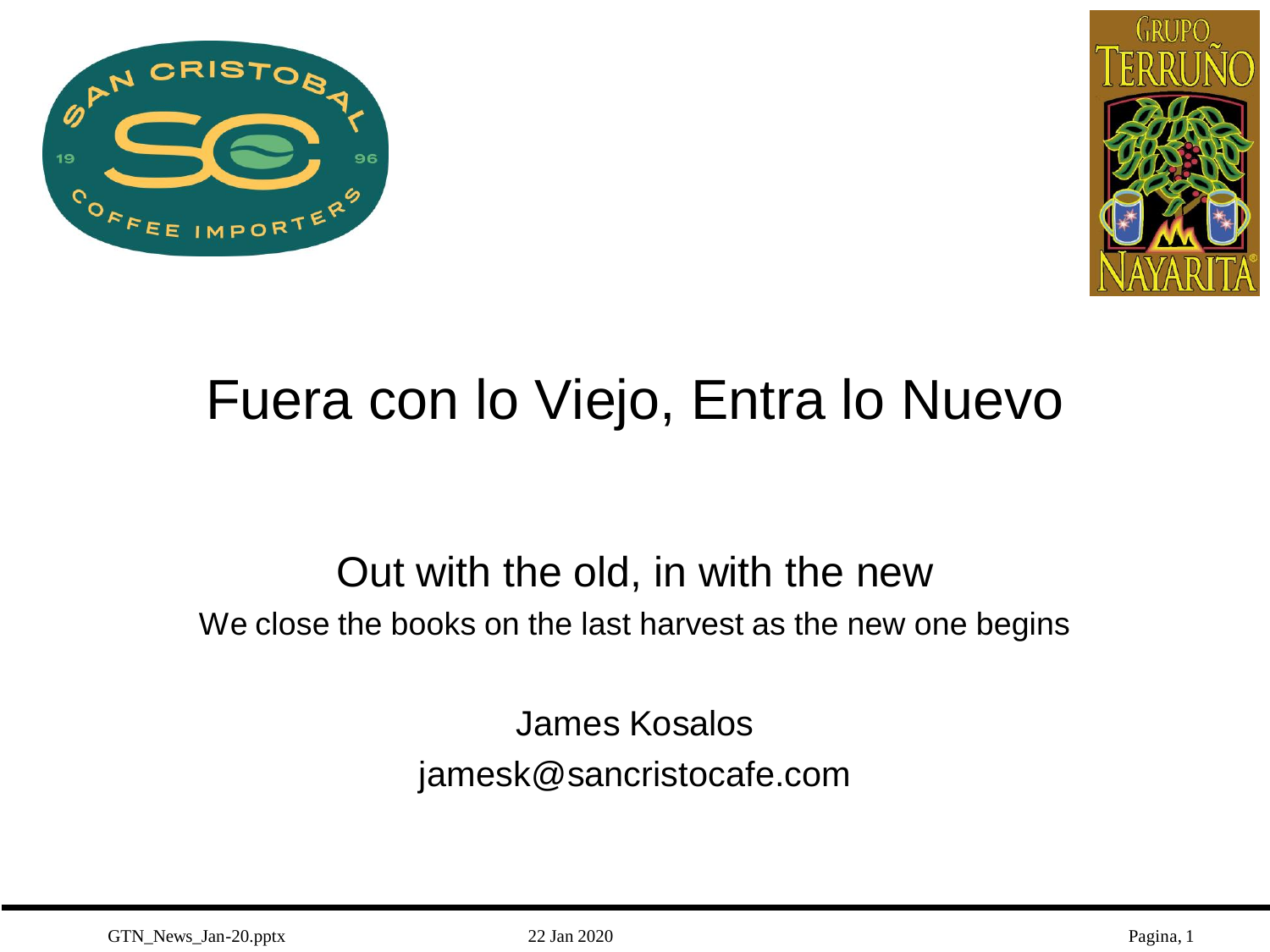# Fuera con lo Viejo, Entra lo Nuevo

## Out with the old, in with the new

We close the books on the last harvest as the new one begins

James Kosalos

jamesk@sancristocafe.com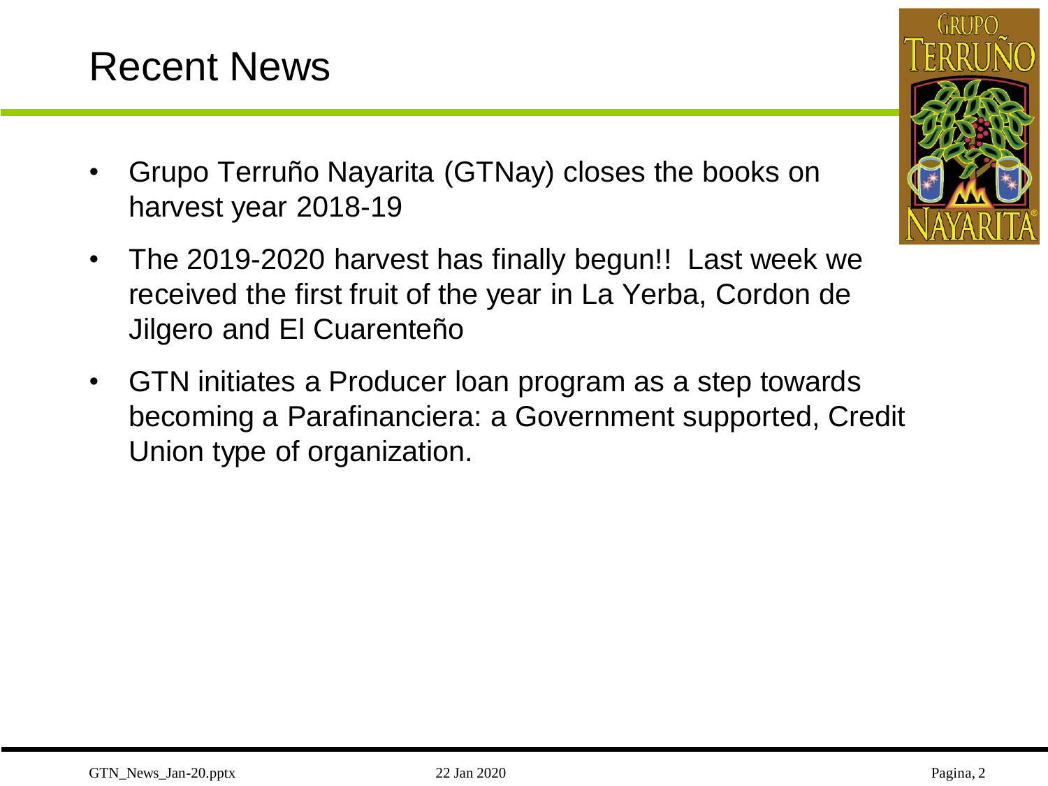# Recent News

- Grupo Terruño Nayarita (GTNay) closes the books on harvest year 2018-19
- The 2019-2020 harvest has finally begun!! Last week we received the first fruit of the year in La Yerba, Cordon de Jilgero and El Cuarenteño
- GTN initiates a Producer loan program as a step towards becoming a Parafinanciera: a Government supported, Credit Union type of organization.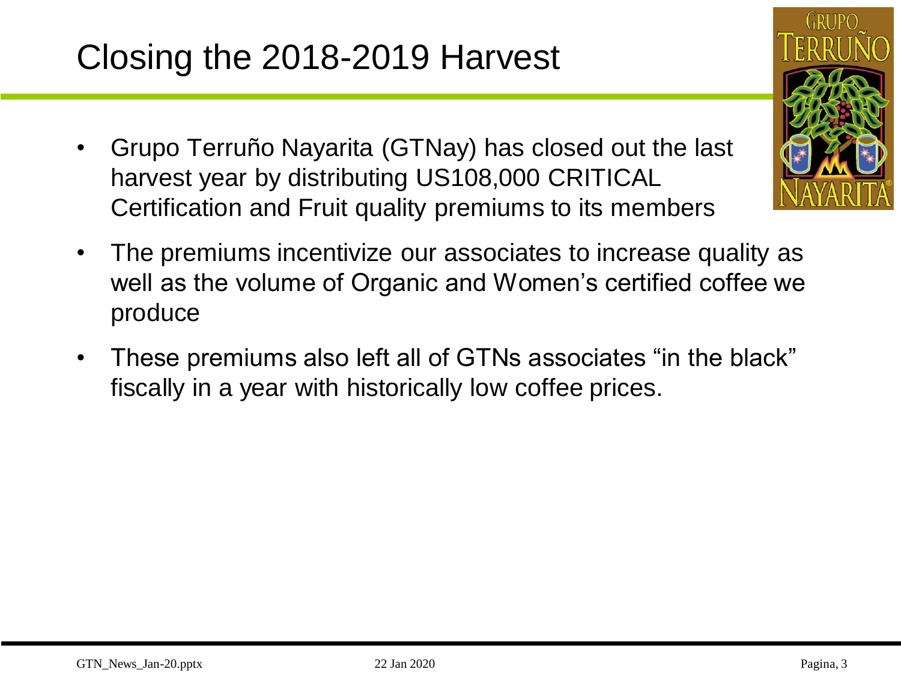# Closing the 2018-2019 Harvest

- Grupo Terruño Nayarita (GTNay) has closed out the last harvest year by distributing US108,000 CRITICAL Certification and Fruit quality premiums to its members
- The premiums incentivize our associates to increase quality as well as the volume of Organic and Women's certified coffee we produce
- These premiums also left all of GTNs associates "in the black" fiscally in a year with historically low coffee prices.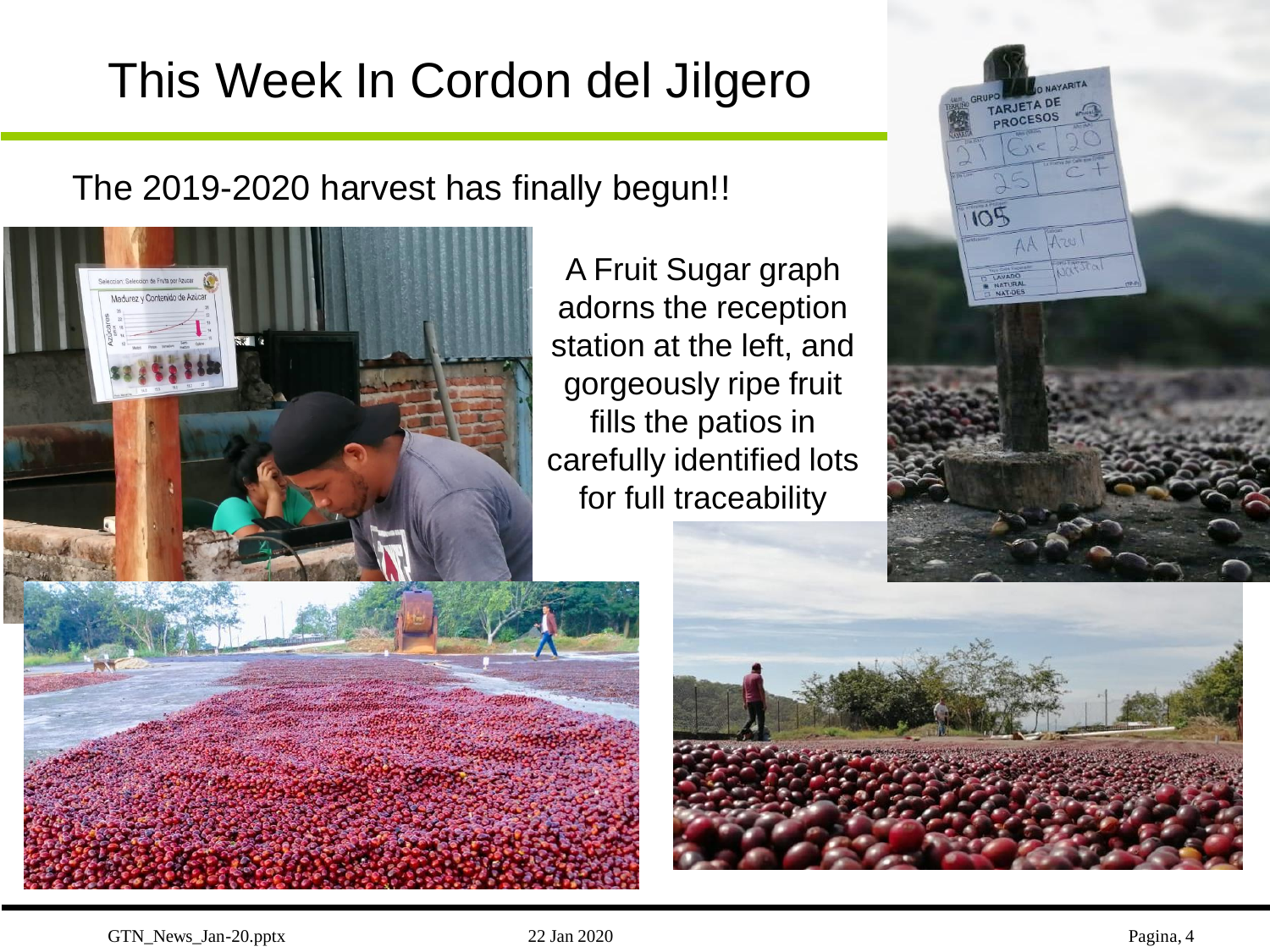# This Week In Cordon del Jilgero

The 2019-2020 harvest has finally begun!!

A Fruit Sugar graph adorns the reception station at the left, and gorgeously ripe fruit fills the patios in carefully identified lots for full traceability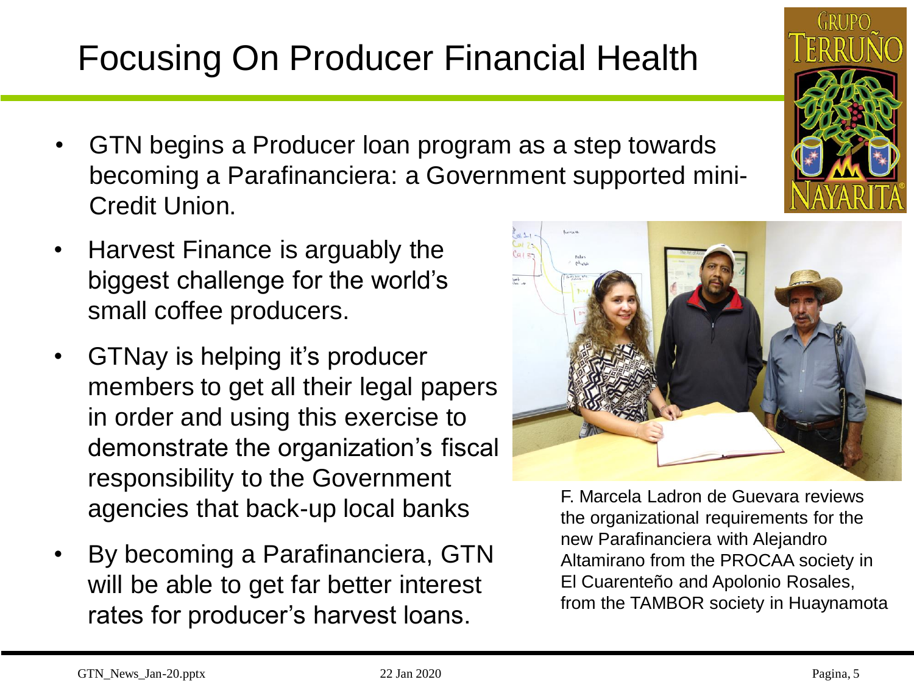# Focusing On Producer Financial Health

- GTN begins a Producer loan program as a step towards becoming a Parafinanciera: a Government supported mini-Credit Union.
- Harvest Finance is arguably the biggest challenge for the world's small coffee producers.
- GTNay is helping it's producer members to get all their legal papers in order and using this exercise to demonstrate the organization's fiscal responsibility to the Government agencies that back-up local banks
- By becoming a Parafinanciera, GTN will be able to get far better interest rates for producer's harvest loans.

F. Marcela Ladron de Guevara reviews the organizational requirements for the new Parafinanciera with Alejandro Altamirano from the PROCAA society in El Cuarenteño and Apolonio Rosales, from the TAMBOR society in Huaynamota